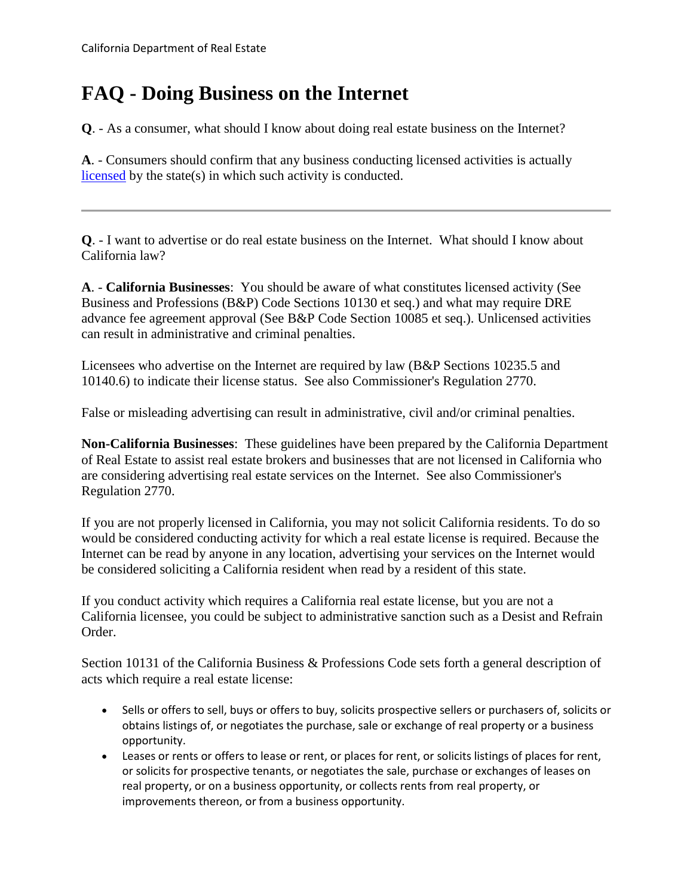# FAQ - Doing Business on the Internet

**Q**. - As a consumer, what should I know about doing real estate business on the Internet?

**A**. - Consumers should confirm that any business conducting licensed activities is actually licensed by the state(s) in which such activity is conducted.

---

**Q**. - I want to advertise or do real estate business on the Internet. What should I know about California law?

**A**. - **California Businesses**: You should be aware of what constitutes licensed activity (See Business and Professions (B&P) Code Sections 10130 et seq.) and what may require DRE advance fee agreement approval (See B&P Code Section 10085 et seq.). Unlicensed activities can result in administrative and criminal penalties.

Licensees who advertise on the Internet are required by law (B&P Sections 10235.5 and 10140.6) to indicate their license status. See also Commissioner's Regulation 2770.

False or misleading advertising can result in administrative, civil and/or criminal penalties.

**Non-California Businesses**: These guidelines have been prepared by the California Department of Real Estate to assist real estate brokers and businesses that are not licensed in California who are considering advertising real estate services on the Internet. See also Commissioner's Regulation 2770.

If you are not properly licensed in California, you may not solicit California residents. To do so would be considered conducting activity for which a real estate license is required. Because the Internet can be read by anyone in any location, advertising your services on the Internet would be considered soliciting a California resident when read by a resident of this state.

If you conduct activity which requires a California real estate license, but you are not a California licensee, you could be subject to administrative sanction such as a Desist and Refrain Order.

Section 10131 of the California Business & Professions Code sets forth a general description of acts which require a real estate license:

- Sells or offers to sell, buys or offers to buy, solicits prospective sellers or purchasers of, solicits or obtains listings of, or negotiates the purchase, sale or exchange of real property or a business opportunity.
- Leases or rents or offers to lease or rent, or places for rent, or solicits listings of places for rent, or solicits for prospective tenants, or negotiates the sale, purchase or exchanges of leases on real property, or on a business opportunity, or collects rents from real property, or improvements thereon, or from a business opportunity.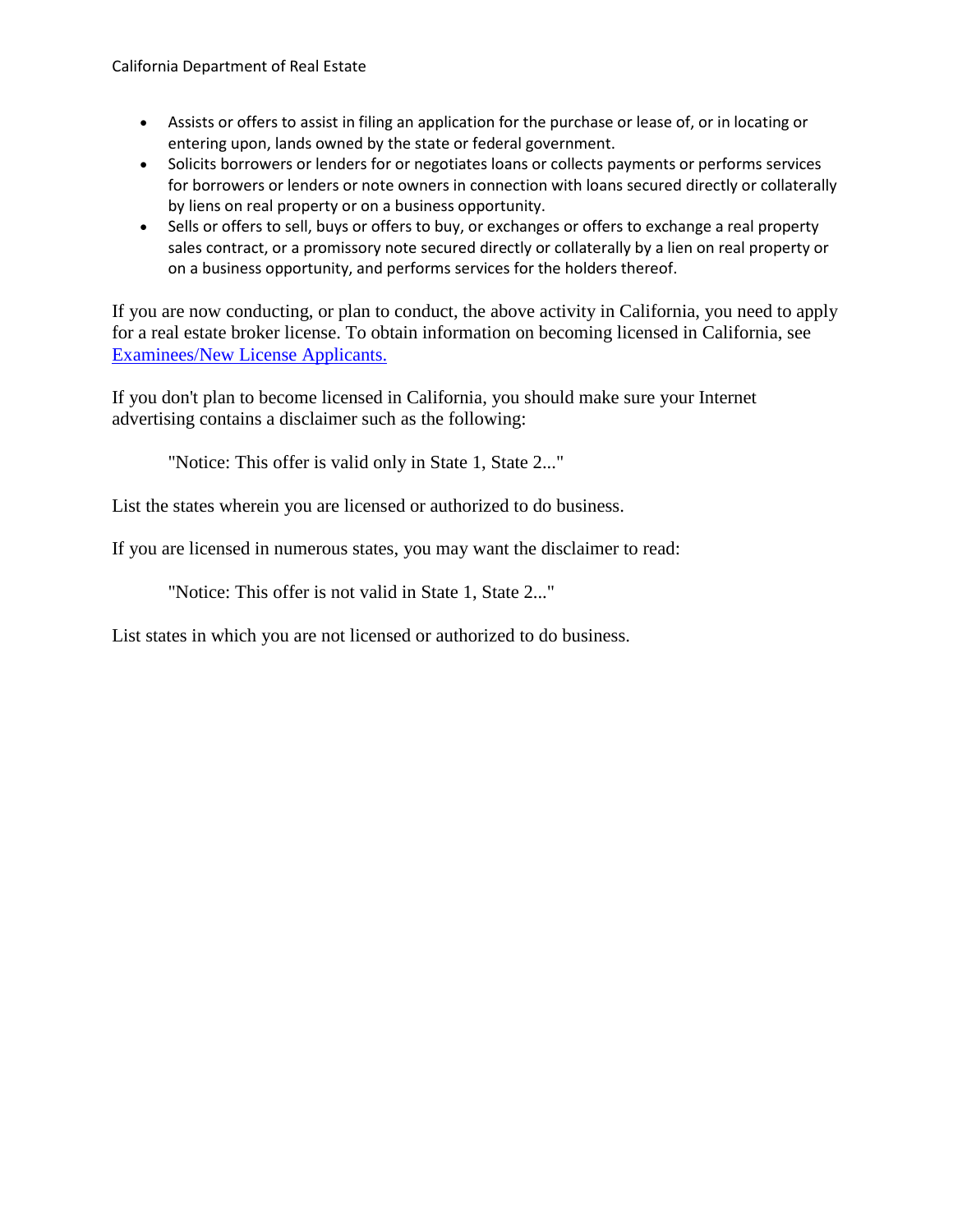- Assists or offers to assist in filing an application for the purchase or lease of, or in locating or entering upon, lands owned by the state or federal government.
- Solicits borrowers or lenders for or negotiates loans or collects payments or performs services for borrowers or lenders or note owners in connection with loans secured directly or collaterally by liens on real property or on a business opportunity.
- Sells or offers to sell, buys or offers to buy, or exchanges or offers to exchange a real property sales contract, or a promissory note secured directly or collaterally by a lien on real property or on a business opportunity, and performs services for the holders thereof.

If you are now conducting, or plan to conduct, the above activity in California, you need to apply for a real estate broker license. To obtain information on becoming licensed in California, see [Examinees/New License Applicants.]

If you don't plan to become licensed in California, you should make sure your Internet advertising contains a disclaimer such as the following:

> "Notice: This offer is valid only in State 1, State 2..."

List the states wherein you are licensed or authorized to do business.

If you are licensed in numerous states, you may want the disclaimer to read:

> "Notice: This offer is not valid in State 1, State 2..."

List states in which you are not licensed or authorized to do business.